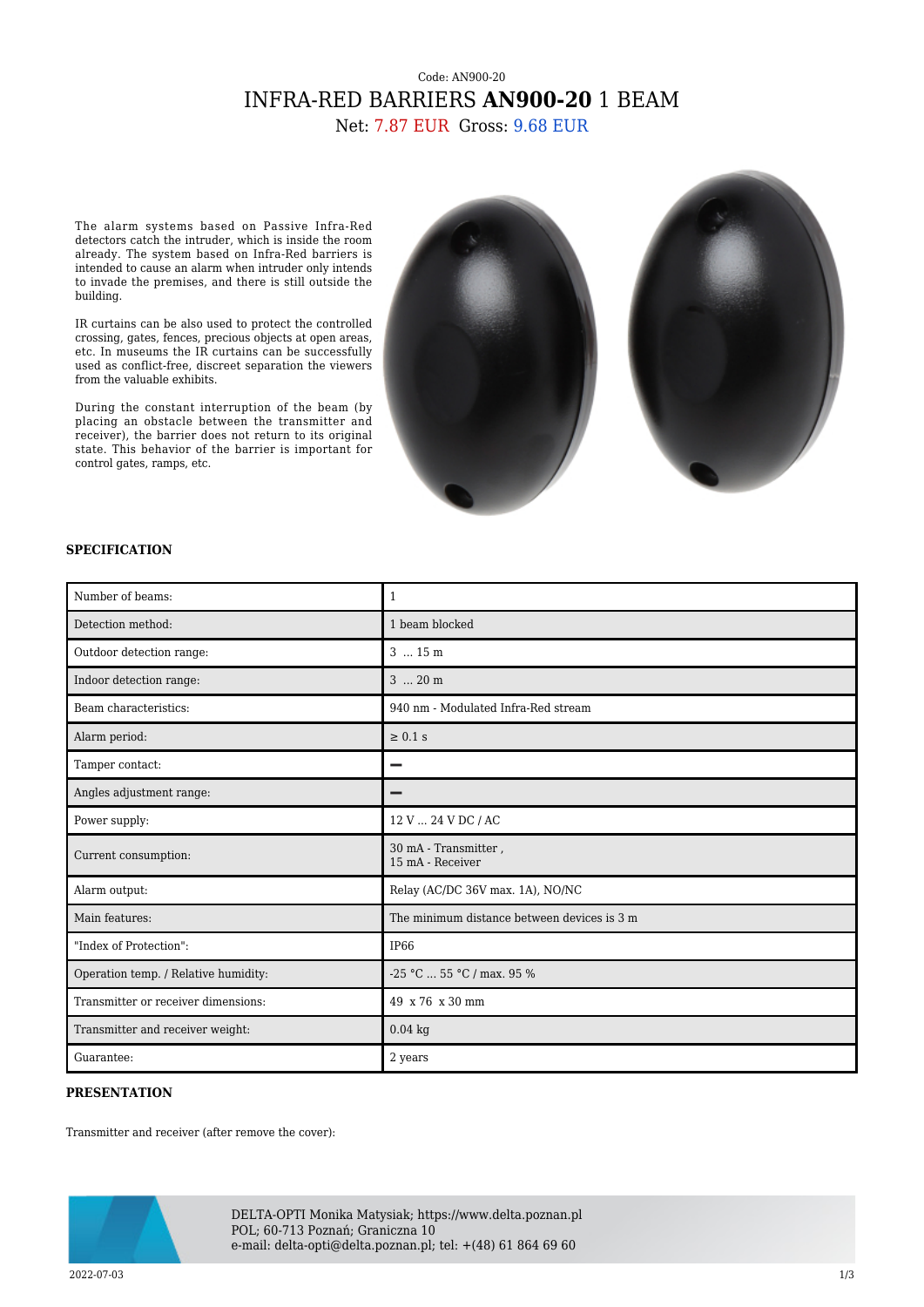Code: AN900-20

# INFRA-RED BARRIERS **AN900-20** 1 BEAM

Net: 7.87 EUR Gross: 9.68 EUR

The alarm systems based on Passive Infra-Red detectors catch the intruder, which is inside the room already. The system based on Infra-Red barriers is intended to cause an alarm when intruder only intends to invade the premises, and there is still outside the building.

IR curtains can be also used to protect the controlled crossing, gates, fences, precious objects at open areas, etc. In museums the IR curtains can be successfully used as conflict-free, discreet separation the viewers from the valuable exhibits.

During the constant interruption of the beam (by placing an obstacle between the transmitter and receiver), the barrier does not return to its original state. This behavior of the barrier is important for control gates, ramps, etc.

## SPECIFICATION

| | |
|---|---|
| Number of beams: | 1 |
| Detection method: | 1 beam blocked |
| Outdoor detection range: | 3 ... 15 m |
| Indoor detection range: | 3 ... 20 m |
| Beam characteristics: | 940 nm - Modulated Infra-Red stream |
| Alarm period: | ≥ 0.1 s |
| Tamper contact: | – |
| Angles adjustment range: | – |
| Power supply: | 12 V ... 24 V DC / AC |
| Current consumption: | 30 mA - Transmitter , 15 mA - Receiver |
| Alarm output: | Relay (AC/DC 36V max. 1A), NO/NC |
| Main features: | The minimum distance between devices is 3 m |
| "Index of Protection": | IP66 |
| Operation temp. / Relative humidity: | -25 °C ... 55 °C / max. 95 % |
| Transmitter or receiver dimensions: | 49 x 76 x 30 mm |
| Transmitter and receiver weight: | 0.04 kg |
| Guarantee: | 2 years |

## PRESENTATION

Transmitter and receiver (after remove the cover):

DELTA-OPTI Monika Matysiak; https://www.delta.poznan.pl
POL; 60-713 Poznań; Graniczna 10
e-mail: delta-opti@delta.poznan.pl; tel: +(48) 61 864 69 60

2022-07-03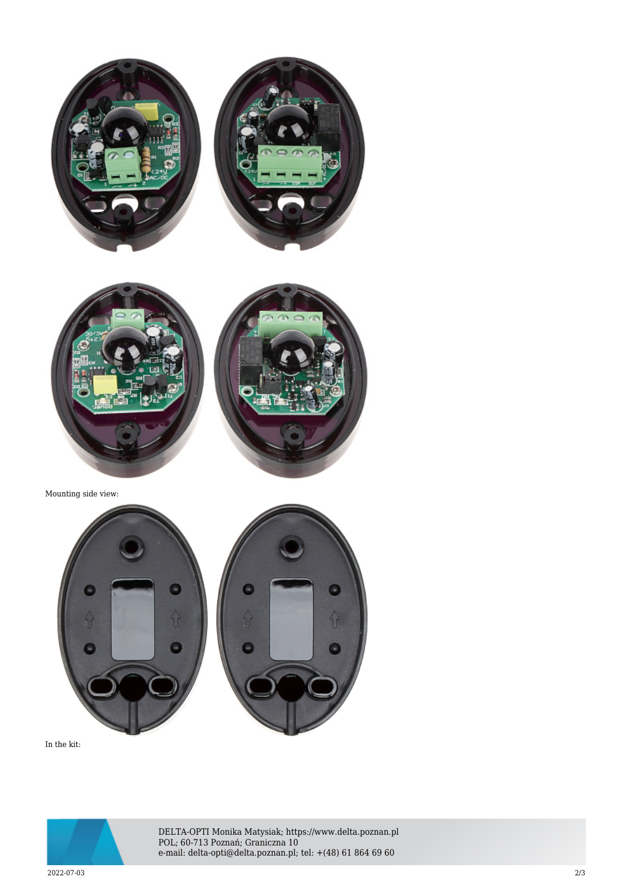Mounting side view:

In the kit: